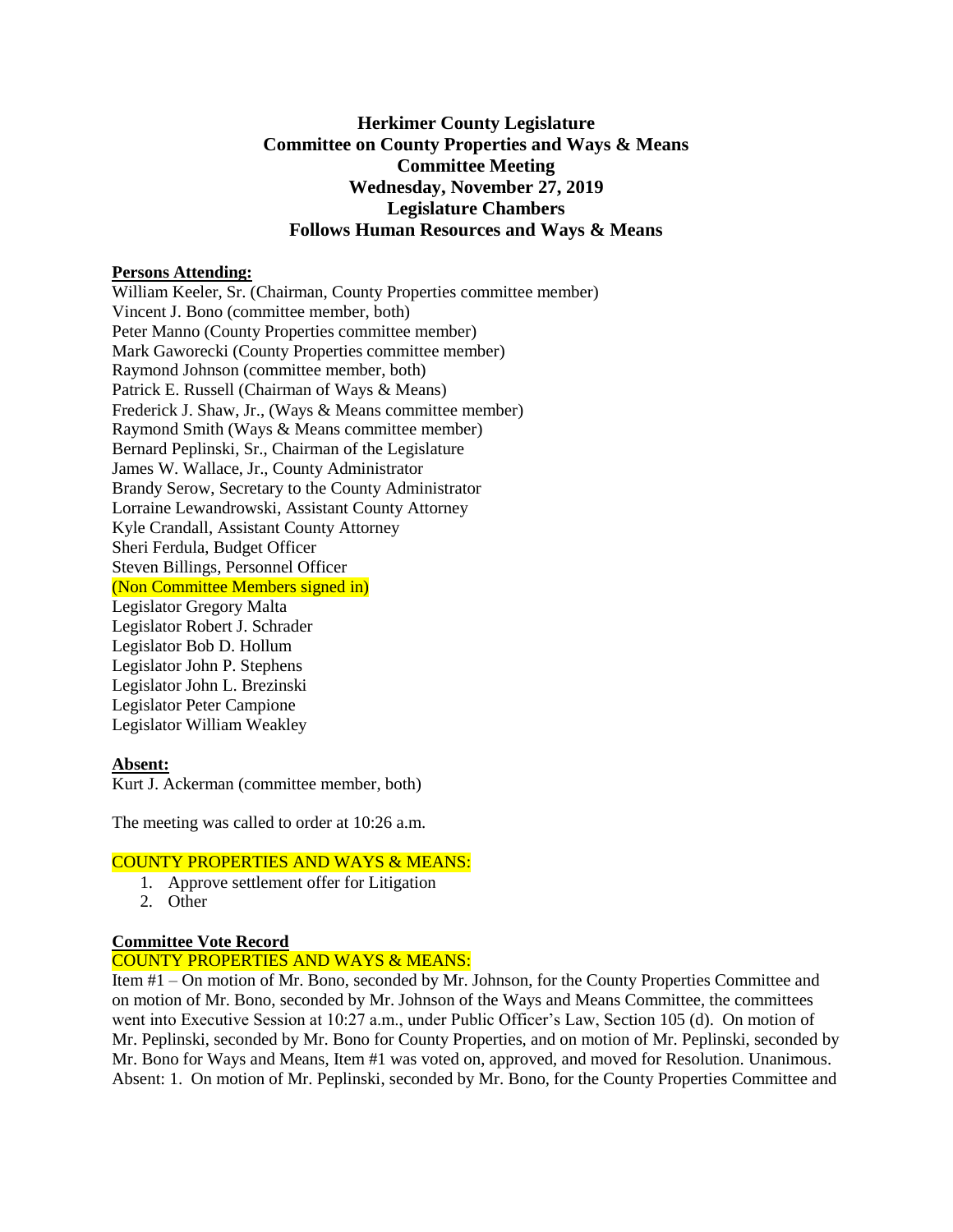# Herkimer County Legislature
## Committee on County Properties and Ways & Means
## Committee Meeting
## Wednesday, November 27, 2019
## Legislature Chambers
## Follows Human Resources and Ways & Means

**Persons Attending:**

William Keeler, Sr. (Chairman, County Properties committee member)
Vincent J. Bono (committee member, both)
Peter Manno (County Properties committee member)
Mark Gaworecki (County Properties committee member)
Raymond Johnson (committee member, both)
Patrick E. Russell (Chairman of Ways & Means)
Frederick J. Shaw, Jr., (Ways & Means committee member)
Raymond Smith (Ways & Means committee member)
Bernard Peplinski, Sr., Chairman of the Legislature
James W. Wallace, Jr., County Administrator
Brandy Serow, Secretary to the County Administrator
Lorraine Lewandrowski, Assistant County Attorney
Kyle Crandall, Assistant County Attorney
Sheri Ferdula, Budget Officer
Steven Billings, Personnel Officer
(Non Committee Members signed in)
Legislator Gregory Malta
Legislator Robert J. Schrader
Legislator Bob D. Hollum
Legislator John P. Stephens
Legislator John L. Brezinski
Legislator Peter Campione
Legislator William Weakley

**Absent:**

Kurt J. Ackerman (committee member, both)

The meeting was called to order at 10:26 a.m.

COUNTY PROPERTIES AND WAYS & MEANS:

1. Approve settlement offer for Litigation
2. Other

**Committee Vote Record**

COUNTY PROPERTIES AND WAYS & MEANS:

Item #1 – On motion of Mr. Bono, seconded by Mr. Johnson, for the County Properties Committee and on motion of Mr. Bono, seconded by Mr. Johnson of the Ways and Means Committee, the committees went into Executive Session at 10:27 a.m., under Public Officer's Law, Section 105 (d). On motion of Mr. Peplinski, seconded by Mr. Bono for County Properties, and on motion of Mr. Peplinski, seconded by Mr. Bono for Ways and Means, Item #1 was voted on, approved, and moved for Resolution. Unanimous. Absent: 1. On motion of Mr. Peplinski, seconded by Mr. Bono, for the County Properties Committee and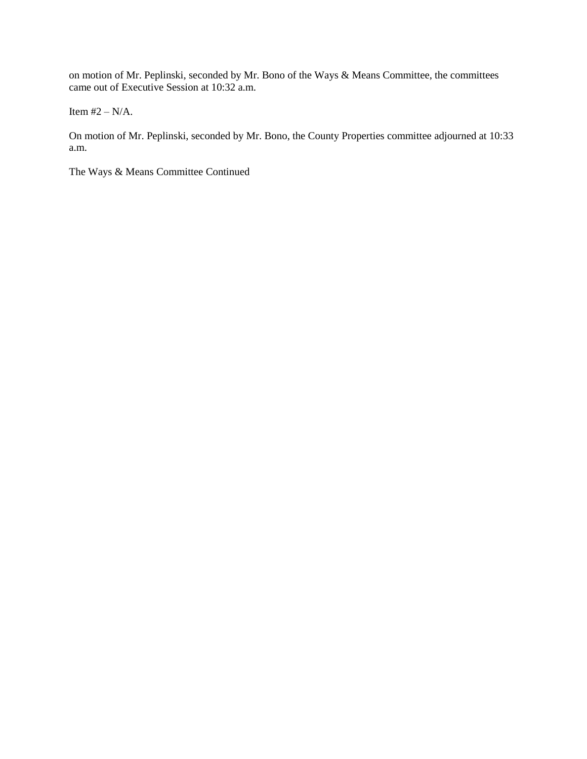on motion of Mr. Peplinski, seconded by Mr. Bono of the Ways & Means Committee, the committees came out of Executive Session at 10:32 a.m.

Item #2 – N/A.

On motion of Mr. Peplinski, seconded by Mr. Bono, the County Properties committee adjourned at 10:33 a.m.

The Ways & Means Committee Continued